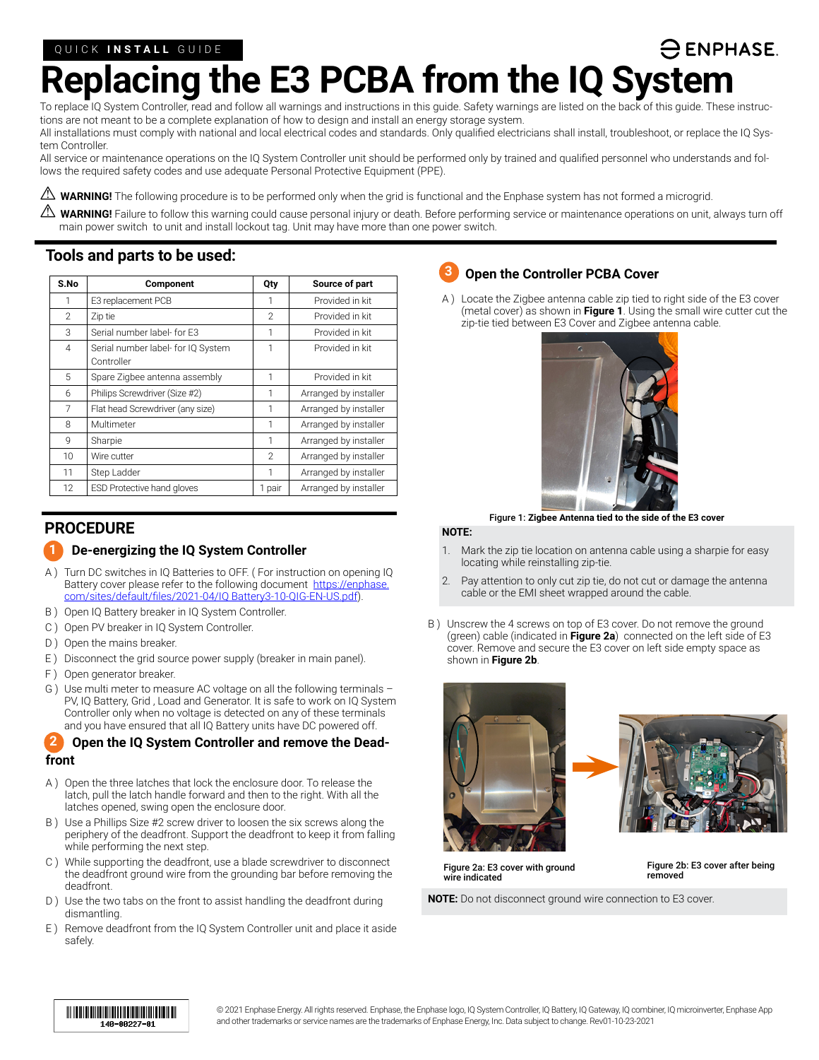QUICK INSTALL GUIDE

# Replacing the E3 PCBA from the IQ System

To replace IQ System Controller, read and follow all warnings and instructions in this guide. Safety warnings are listed on the back of this guide. These instructions are not meant to be a complete explanation of how to design and install an energy storage system.

All installations must comply with national and local electrical codes and standards. Only qualified electricians shall install, troubleshoot, or replace the IQ System Controller.

All service or maintenance operations on the IQ System Controller unit should be performed only by trained and qualified personnel who understands and follows the required safety codes and use adequate Personal Protective Equipment (PPE).

⚠ **WARNING!** The following procedure is to be performed only when the grid is functional and the Enphase system has not formed a microgrid.

⚠ **WARNING!** Failure to follow this warning could cause personal injury or death. Before performing service or maintenance operations on unit, always turn off main power switch to unit and install lockout tag. Unit may have more than one power switch.

## Tools and parts to be used:

| S.No | Component | Qty | Source of part |
|---|---|---|---|
| 1 | E3 replacement PCB | 1 | Provided in kit |
| 2 | Zip tie | 2 | Provided in kit |
| 3 | Serial number label- for E3 | 1 | Provided in kit |
| 4 | Serial number label- for IQ System Controller | 1 | Provided in kit |
| 5 | Spare Zigbee antenna assembly | 1 | Provided in kit |
| 6 | Philips Screwdriver (Size #2) | 1 | Arranged by installer |
| 7 | Flat head Screwdriver (any size) | 1 | Arranged by installer |
| 8 | Multimeter | 1 | Arranged by installer |
| 9 | Sharpie | 1 | Arranged by installer |
| 10 | Wire cutter | 2 | Arranged by installer |
| 11 | Step Ladder | 1 | Arranged by installer |
| 12 | ESD Protective hand gloves | 1 pair | Arranged by installer |

## PROCEDURE

### 1 De-energizing the IQ System Controller

A ) Turn DC switches in IQ Batteries to OFF. ( For instruction on opening IQ Battery cover please refer to the following document https://enphase.com/sites/default/files/2021-04/IQ Battery3-10-QIG-EN-US.pdf).

B ) Open IQ Battery breaker in IQ System Controller.

C ) Open PV breaker in IQ System Controller.

D ) Open the mains breaker.

E ) Disconnect the grid source power supply (breaker in main panel).

F ) Open generator breaker.

G ) Use multi meter to measure AC voltage on all the following terminals – PV, IQ Battery, Grid , Load and Generator. It is safe to work on IQ System Controller only when no voltage is detected on any of these terminals and you have ensured that all IQ Battery units have DC powered off.

### 2 Open the IQ System Controller and remove the Deadfront

A ) Open the three latches that lock the enclosure door. To release the latch, pull the latch handle forward and then to the right. With all the latches opened, swing open the enclosure door.

B ) Use a Phillips Size #2 screw driver to loosen the six screws along the periphery of the deadfront. Support the deadfront to keep it from falling while performing the next step.

C ) While supporting the deadfront, use a blade screwdriver to disconnect the deadfront ground wire from the grounding bar before removing the deadfront.

D ) Use the two tabs on the front to assist handling the deadfront during dismantling.

E ) Remove deadfront from the IQ System Controller unit and place it aside safely.

### 3 Open the Controller PCBA Cover

A ) Locate the Zigbee antenna cable zip tied to right side of the E3 cover (metal cover) as shown in **Figure 1**. Using the small wire cutter cut the zip-tie tied between E3 Cover and Zigbee antenna cable.

**Figure 1: Zigbee Antenna tied to the side of the E3 cover**

**NOTE:**

1. Mark the zip tie location on antenna cable using a sharpie for easy locating while reinstalling zip-tie.
2. Pay attention to only cut zip tie, do not cut or damage the antenna cable or the EMI sheet wrapped around the cable.

B ) Unscrew the 4 screws on top of E3 cover. Do not remove the ground (green) cable (indicated in **Figure 2a**) connected on the left side of E3 cover. Remove and secure the E3 cover on left side empty space as shown in **Figure 2b**.

**Figure 2a: E3 cover with ground wire indicated**

**Figure 2b: E3 cover after being removed**

**NOTE:** Do not disconnect ground wire connection to E3 cover.

© 2021 Enphase Energy. All rights reserved. Enphase, the Enphase logo, IQ System Controller, IQ Battery, IQ Gateway, IQ combiner, IQ microinverter, Enphase App and other trademarks or service names are the trademarks of Enphase Energy, Inc. Data subject to change. Rev01-10-23-2021

140-00227-01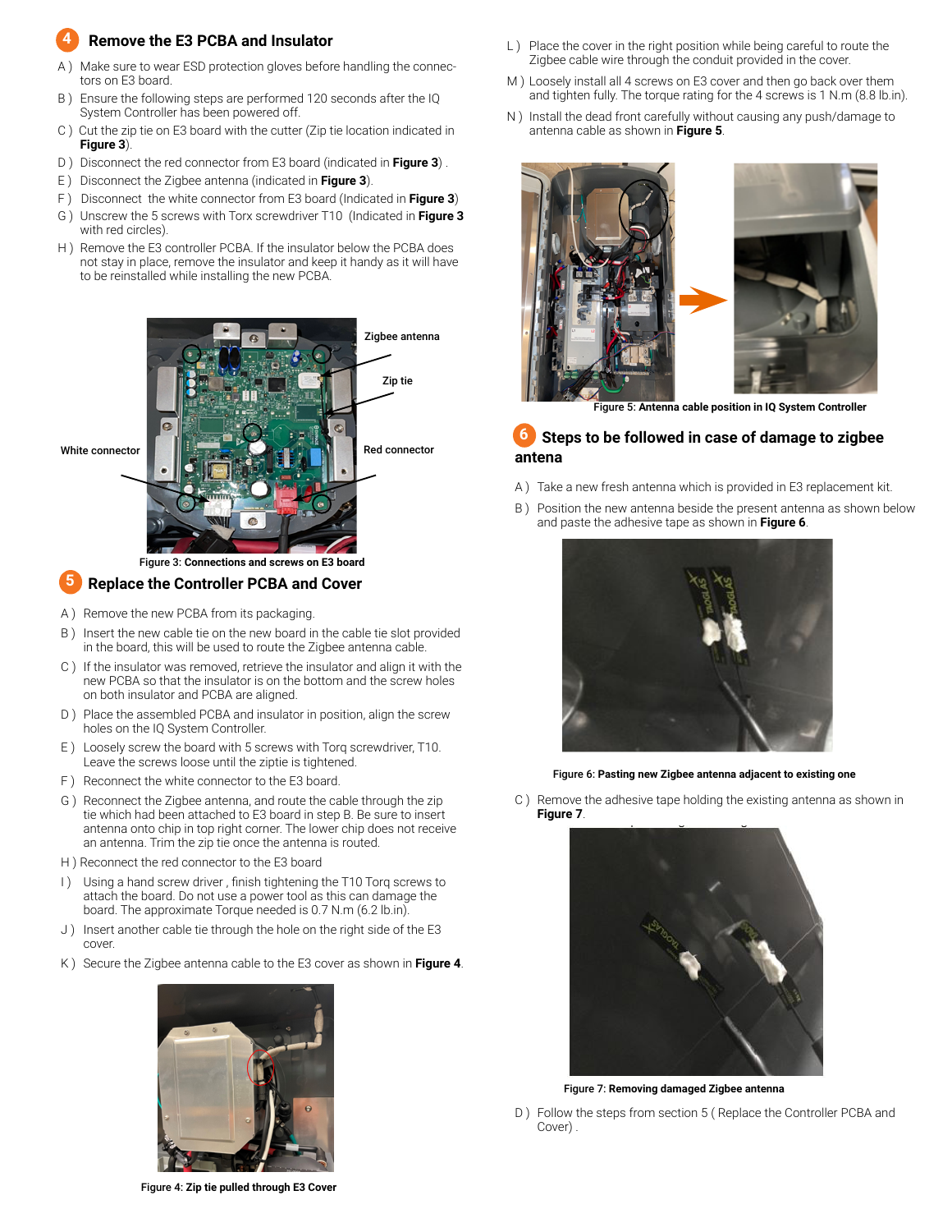## 4 Remove the E3 PCBA and Insulator

A ) Make sure to wear ESD protection gloves before handling the connectors on E3 board.

B ) Ensure the following steps are performed 120 seconds after the IQ System Controller has been powered off.

C ) Cut the zip tie on E3 board with the cutter (Zip tie location indicated in **Figure 3**).

D ) Disconnect the red connector from E3 board (indicated in **Figure 3**) .

E ) Disconnect the Zigbee antenna (indicated in **Figure 3**).

F ) Disconnect the white connector from E3 board (Indicated in **Figure 3**)

G ) Unscrew the 5 screws with Torx screwdriver T10 (Indicated in **Figure 3** with red circles).

H ) Remove the E3 controller PCBA. If the insulator below the PCBA does not stay in place, remove the insulator and keep it handy as it will have to be reinstalled while installing the new PCBA.

Zigbee antenna

Zip tie

White connector

Red connector

**Figure 3: Connections and screws on E3 board**

## 5 Replace the Controller PCBA and Cover

A ) Remove the new PCBA from its packaging.

B ) Insert the new cable tie on the new board in the cable tie slot provided in the board, this will be used to route the Zigbee antenna cable.

C ) If the insulator was removed, retrieve the insulator and align it with the new PCBA so that the insulator is on the bottom and the screw holes on both insulator and PCBA are aligned.

D ) Place the assembled PCBA and insulator in position, align the screw holes on the IQ System Controller.

E ) Loosely screw the board with 5 screws with Torq screwdriver, T10. Leave the screws loose until the ziptie is tightened.

F ) Reconnect the white connector to the E3 board.

G ) Reconnect the Zigbee antenna, and route the cable through the zip tie which had been attached to E3 board in step B. Be sure to insert antenna onto chip in top right corner. The lower chip does not receive an antenna. Trim the zip tie once the antenna is routed.

H ) Reconnect the red connector to the E3 board

I ) Using a hand screw driver , finish tightening the T10 Torq screws to attach the board. Do not use a power tool as this can damage the board. The approximate Torque needed is 0.7 N.m (6.2 lb.in).

J ) Insert another cable tie through the hole on the right side of the E3 cover.

K ) Secure the Zigbee antenna cable to the E3 cover as shown in **Figure 4**.

**Figure 4: Zip tie pulled through E3 Cover**

L ) Place the cover in the right position while being careful to route the Zigbee cable wire through the conduit provided in the cover.

M ) Loosely install all 4 screws on E3 cover and then go back over them and tighten fully. The torque rating for the 4 screws is 1 N.m (8.8 lb.in).

N ) Install the dead front carefully without causing any push/damage to antenna cable as shown in **Figure 5**.

**Figure 5: Antenna cable position in IQ System Controller**

## 6 Steps to be followed in case of damage to zigbee antena

A ) Take a new fresh antenna which is provided in E3 replacement kit.

B ) Position the new antenna beside the present antenna as shown below and paste the adhesive tape as shown in **Figure 6**.

**Figure 6: Pasting new Zigbee antenna adjacent to existing one**

C ) Remove the adhesive tape holding the existing antenna as shown in **Figure 7**.

**Figure 7: Removing damaged Zigbee antenna**

D ) Follow the steps from section 5 ( Replace the Controller PCBA and Cover) .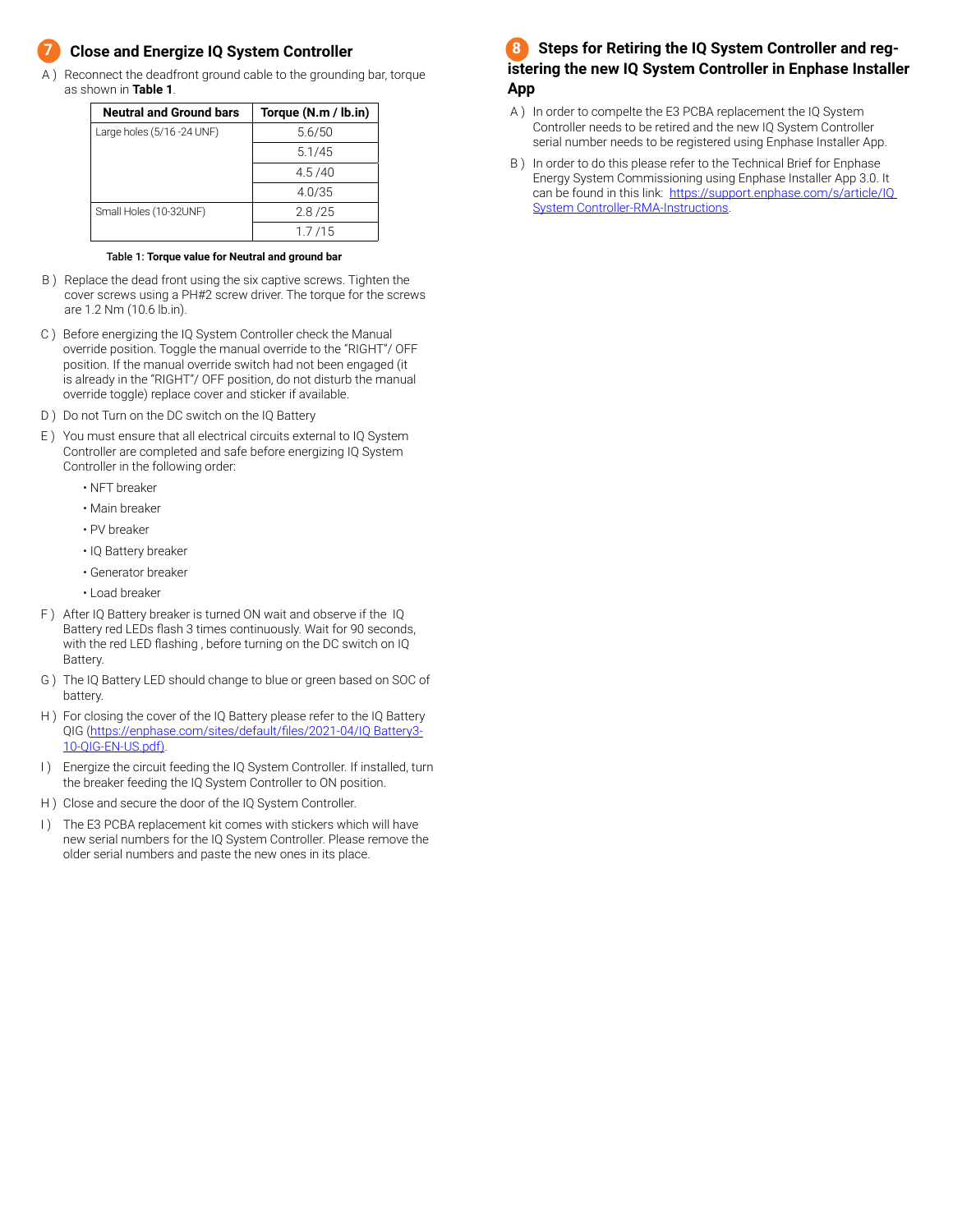## 7 Close and Energize IQ System Controller

A ) Reconnect the deadfront ground cable to the grounding bar, torque as shown in **Table 1**.

| Neutral and Ground bars | Torque (N.m / lb.in) |
|---|---|
| Large holes (5/16 -24 UNF) | 5.6/50 |
| | 5.1/45 |
| | 4.5 /40 |
| | 4.0/35 |
| Small Holes (10-32UNF) | 2.8 /25 |
| | 1.7 /15 |

**Table 1: Torque value for Neutral and ground bar**

B ) Replace the dead front using the six captive screws. Tighten the cover screws using a PH#2 screw driver. The torque for the screws are 1.2 Nm (10.6 lb.in).

C ) Before energizing the IQ System Controller check the Manual override position. Toggle the manual override to the "RIGHT"/ OFF position. If the manual override switch had not been engaged (it is already in the "RIGHT"/ OFF position, do not disturb the manual override toggle) replace cover and sticker if available.

D ) Do not Turn on the DC switch on the IQ Battery

E ) You must ensure that all electrical circuits external to IQ System Controller are completed and safe before energizing IQ System Controller in the following order:

- NFT breaker
- Main breaker
- PV breaker
- IQ Battery breaker
- Generator breaker
- Load breaker

F ) After IQ Battery breaker is turned ON wait and observe if the IQ Battery red LEDs flash 3 times continuously. Wait for 90 seconds, with the red LED flashing , before turning on the DC switch on IQ Battery.

G ) The IQ Battery LED should change to blue or green based on SOC of battery.

H ) For closing the cover of the IQ Battery please refer to the IQ Battery QIG (https://enphase.com/sites/default/files/2021-04/IQ Battery3-10-QIG-EN-US.pdf).

I ) Energize the circuit feeding the IQ System Controller. If installed, turn the breaker feeding the IQ System Controller to ON position.

H ) Close and secure the door of the IQ System Controller.

I ) The E3 PCBA replacement kit comes with stickers which will have new serial numbers for the IQ System Controller. Please remove the older serial numbers and paste the new ones in its place.

## 8 Steps for Retiring the IQ System Controller and registering the new IQ System Controller in Enphase Installer App

A ) In order to compelte the E3 PCBA replacement the IQ System Controller needs to be retired and the new IQ System Controller serial number needs to be registered using Enphase Installer App.

B ) In order to do this please refer to the Technical Brief for Enphase Energy System Commissioning using Enphase Installer App 3.0. It can be found in this link: https://support.enphase.com/s/article/IQ System Controller-RMA-Instructions.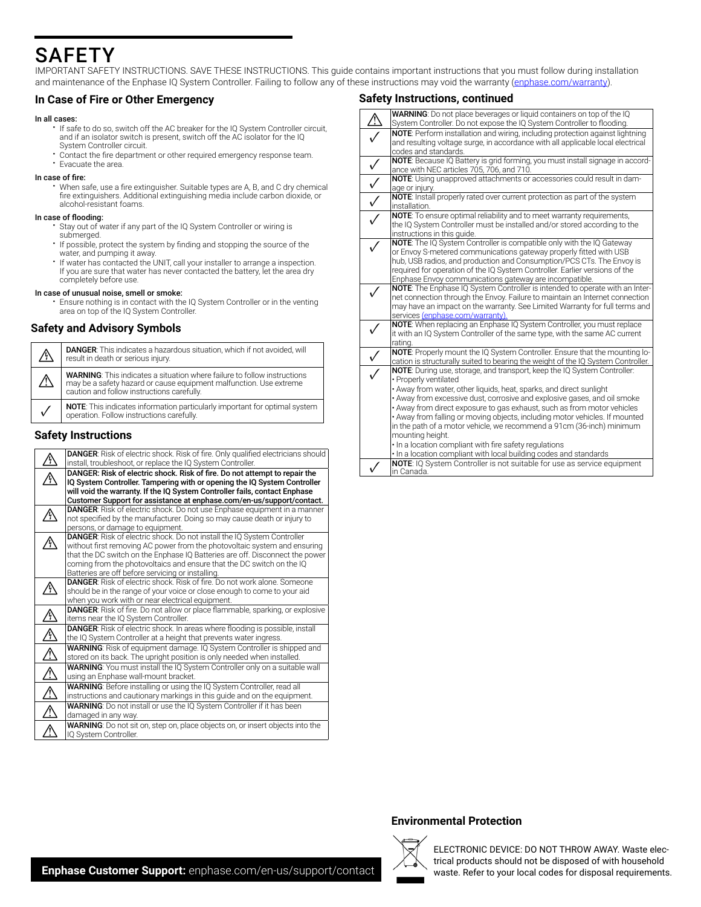# SAFETY

IMPORTANT SAFETY INSTRUCTIONS. SAVE THESE INSTRUCTIONS. This guide contains important instructions that you must follow during installation and maintenance of the Enphase IQ System Controller. Failing to follow any of these instructions may void the warranty (enphase.com/warranty).

## In Case of Fire or Other Emergency

**In all cases:**

- If safe to do so, switch off the AC breaker for the IQ System Controller circuit, and if an isolator switch is present, switch off the AC isolator for the IQ System Controller circuit.
- Contact the fire department or other required emergency response team.
- Evacuate the area.

**In case of fire:**

- When safe, use a fire extinguisher. Suitable types are A, B, and C dry chemical fire extinguishers. Additional extinguishing media include carbon dioxide, or alcohol-resistant foams.

**In case of flooding:**

- Stay out of water if any part of the IQ System Controller or wiring is submerged.
- If possible, protect the system by finding and stopping the source of the water, and pumping it away.
- If water has contacted the UNIT, call your installer to arrange a inspection. If you are sure that water has never contacted the battery, let the area dry completely before use.

**In case of unusual noise, smell or smoke:**

- Ensure nothing is in contact with the IQ System Controller or in the venting area on top of the IQ System Controller.

## Safety and Advisory Symbols

| | |
|---|---|
| ⚠ | **DANGER**: This indicates a hazardous situation, which if not avoided, will result in death or serious injury. |
| ⚠ | **WARNING**: This indicates a situation where failure to follow instructions may be a safety hazard or cause equipment malfunction. Use extreme caution and follow instructions carefully. |
| ✓ | **NOTE**: This indicates information particularly important for optimal system operation. Follow instructions carefully. |

## Safety Instructions

| | |
|---|---|
| ⚠ | **DANGER**: Risk of electric shock. Risk of fire. Only qualified electricians should install, troubleshoot, or replace the IQ System Controller. |
| ⚠ | **DANGER: Risk of electric shock. Risk of fire. Do not attempt to repair the IQ System Controller. Tampering with or opening the IQ System Controller will void the warranty. If the IQ System Controller fails, contact Enphase Customer Support for assistance at enphase.com/en-us/support/contact.** |
| ⚠ | **DANGER**: Risk of electric shock. Do not use Enphase equipment in a manner not specified by the manufacturer. Doing so may cause death or injury to persons, or damage to equipment. |
| ⚠ | **DANGER**: Risk of electric shock. Do not install the IQ System Controller without first removing AC power from the photovoltaic system and ensuring that the DC switch on the Enphase IQ Batteries are off. Disconnect the power coming from the photovoltaics and ensure that the DC switch on the IQ Batteries are off before servicing or installing. |
| ⚠ | **DANGER**: Risk of electric shock. Risk of fire. Do not work alone. Someone should be in the range of your voice or close enough to come to your aid when you work with or near electrical equipment. |
| ⚠ | **DANGER**: Risk of fire. Do not allow or place flammable, sparking, or explosive items near the IQ System Controller. |
| ⚠ | **DANGER**: Risk of electric shock. In areas where flooding is possible, install the IQ System Controller at a height that prevents water ingress. |
| ⚠ | **WARNING**: Risk of equipment damage. IQ System Controller is shipped and stored on its back. The upright position is only needed when installed. |
| ⚠ | **WARNING**: You must install the IQ System Controller only on a suitable wall using an Enphase wall-mount bracket. |
| ⚠ | **WARNING**: Before installing or using the IQ System Controller, read all instructions and cautionary markings in this guide and on the equipment. |
| ⚠ | **WARNING**: Do not install or use the IQ System Controller if it has been damaged in any way. |
| ⚠ | **WARNING**: Do not sit on, step on, place objects on, or insert objects into the IQ System Controller. |

## Safety Instructions, continued

| | |
|---|---|
| ⚠ | **WARNING**: Do not place beverages or liquid containers on top of the IQ System Controller. Do not expose the IQ System Controller to flooding. |
| ✓ | **NOTE**: Perform installation and wiring, including protection against lightning and resulting voltage surge, in accordance with all applicable local electrical codes and standards. |
| ✓ | **NOTE**: Because IQ Battery is grid forming, you must install signage in accordance with NEC articles 705, 706, and 710. |
| ✓ | **NOTE**: Using unapproved attachments or accessories could result in damage or injury. |
| ✓ | **NOTE**: Install properly rated over current protection as part of the system installation. |
| ✓ | **NOTE**: To ensure optimal reliability and to meet warranty requirements, the IQ System Controller must be installed and/or stored according to the instructions in this guide. |
| ✓ | **NOTE**: The IQ System Controller is compatible only with the IQ Gateway or Envoy S-metered communications gateway properly fitted with USB hub, USB radios, and production and Consumption/PCS CTs. The Envoy is required for operation of the IQ System Controller. Earlier versions of the Enphase Envoy communications gateway are incompatible. |
| ✓ | **NOTE**: The Enphase IQ System Controller is intended to operate with an Internet connection through the Envoy. Failure to maintain an Internet connection may have an impact on the warranty. See Limited Warranty for full terms and services (enphase.com/warranty). |
| ✓ | **NOTE**: When replacing an Enphase IQ System Controller, you must replace it with an IQ System Controller of the same type, with the same AC current rating. |
| ✓ | **NOTE**: Properly mount the IQ System Controller. Ensure that the mounting location is structurally suited to bearing the weight of the IQ System Controller. |
| ✓ | **NOTE**: During use, storage, and transport, keep the IQ System Controller:<br>• Properly ventilated<br>• Away from water, other liquids, heat, sparks, and direct sunlight<br>• Away from excessive dust, corrosive and explosive gases, and oil smoke<br>• Away from direct exposure to gas exhaust, such as from motor vehicles<br>• Away from falling or moving objects, including motor vehicles. If mounted in the path of a motor vehicle, we recommend a 91cm (36-inch) minimum mounting height.<br>• In a location compliant with fire safety regulations<br>• In a location compliant with local building codes and standards |
| ✓ | **NOTE**: IQ System Controller is not suitable for use as service equipment in Canada. |

## Environmental Protection

ELECTRONIC DEVICE: DO NOT THROW AWAY. Waste electrical products should not be disposed of with household waste. Refer to your local codes for disposal requirements.

**Enphase Customer Support:** enphase.com/en-us/support/contact